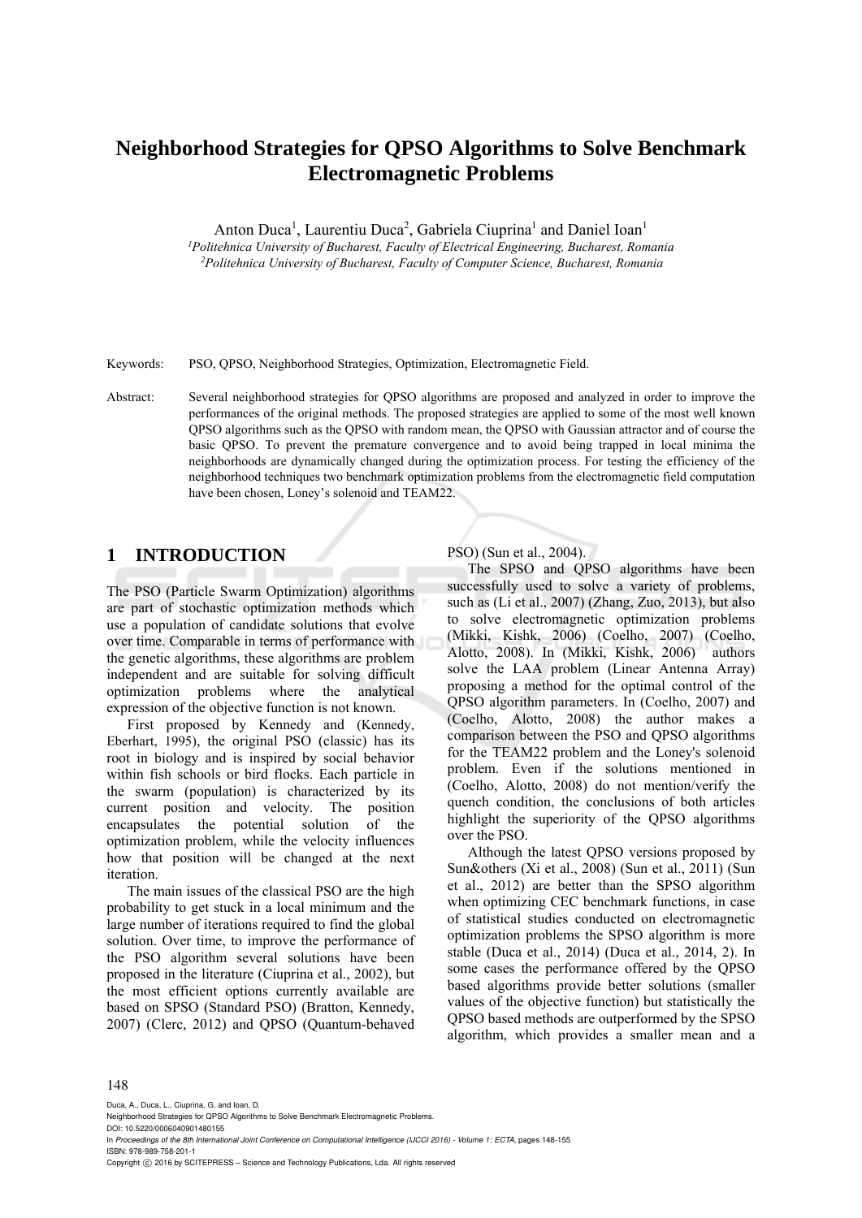# Neighborhood Strategies for QPSO Algorithms to Solve Benchmark Electromagnetic Problems

Anton Duca[1], Laurentiu Duca[2], Gabriela Ciuprina[1] and Daniel Ioan[1]

[1]*Politehnica University of Bucharest, Faculty of Electrical Engineering, Bucharest, Romania*
[2]*Politehnica University of Bucharest, Faculty of Computer Science, Bucharest, Romania*

Keywords: PSO, QPSO, Neighborhood Strategies, Optimization, Electromagnetic Field.

Abstract: Several neighborhood strategies for QPSO algorithms are proposed and analyzed in order to improve the performances of the original methods. The proposed strategies are applied to some of the most well known QPSO algorithms such as the QPSO with random mean, the QPSO with Gaussian attractor and of course the basic QPSO. To prevent the premature convergence and to avoid being trapped in local minima the neighborhoods are dynamically changed during the optimization process. For testing the efficiency of the neighborhood techniques two benchmark optimization problems from the electromagnetic field computation have been chosen, Loney's solenoid and TEAM22.

## 1 INTRODUCTION

The PSO (Particle Swarm Optimization) algorithms are part of stochastic optimization methods which use a population of candidate solutions that evolve over time. Comparable in terms of performance with the genetic algorithms, these algorithms are problem independent and are suitable for solving difficult optimization problems where the analytical expression of the objective function is not known.

First proposed by Kennedy and (Kennedy, Eberhart, 1995), the original PSO (classic) has its root in biology and is inspired by social behavior within fish schools or bird flocks. Each particle in the swarm (population) is characterized by its current position and velocity. The position encapsulates the potential solution of the optimization problem, while the velocity influences how that position will be changed at the next iteration.

The main issues of the classical PSO are the high probability to get stuck in a local minimum and the large number of iterations required to find the global solution. Over time, to improve the performance of the PSO algorithm several solutions have been proposed in the literature (Ciuprina et al., 2002), but the most efficient options currently available are based on SPSO (Standard PSO) (Bratton, Kennedy, 2007) (Clerc, 2012) and QPSO (Quantum-behaved PSO) (Sun et al., 2004).

The SPSO and QPSO algorithms have been successfully used to solve a variety of problems, such as (Li et al., 2007) (Zhang, Zuo, 2013), but also to solve electromagnetic optimization problems (Mikki, Kishk, 2006) (Coelho, 2007) (Coelho, Alotto, 2008). In (Mikki, Kishk, 2006) authors solve the LAA problem (Linear Antenna Array) proposing a method for the optimal control of the QPSO algorithm parameters. In (Coelho, 2007) and (Coelho, Alotto, 2008) the author makes a comparison between the PSO and QPSO algorithms for the TEAM22 problem and the Loney's solenoid problem. Even if the solutions mentioned in (Coelho, Alotto, 2008) do not mention/verify the quench condition, the conclusions of both articles highlight the superiority of the QPSO algorithms over the PSO.

Although the latest QPSO versions proposed by Sun&others (Xi et al., 2008) (Sun et al., 2011) (Sun et al., 2012) are better than the SPSO algorithm when optimizing CEC benchmark functions, in case of statistical studies conducted on electromagnetic optimization problems the SPSO algorithm is more stable (Duca et al., 2014) (Duca et al., 2014, 2). In some cases the performance offered by the QPSO based algorithms provide better solutions (smaller values of the objective function) but statistically the QPSO based methods are outperformed by the SPSO algorithm, which provides a smaller mean and a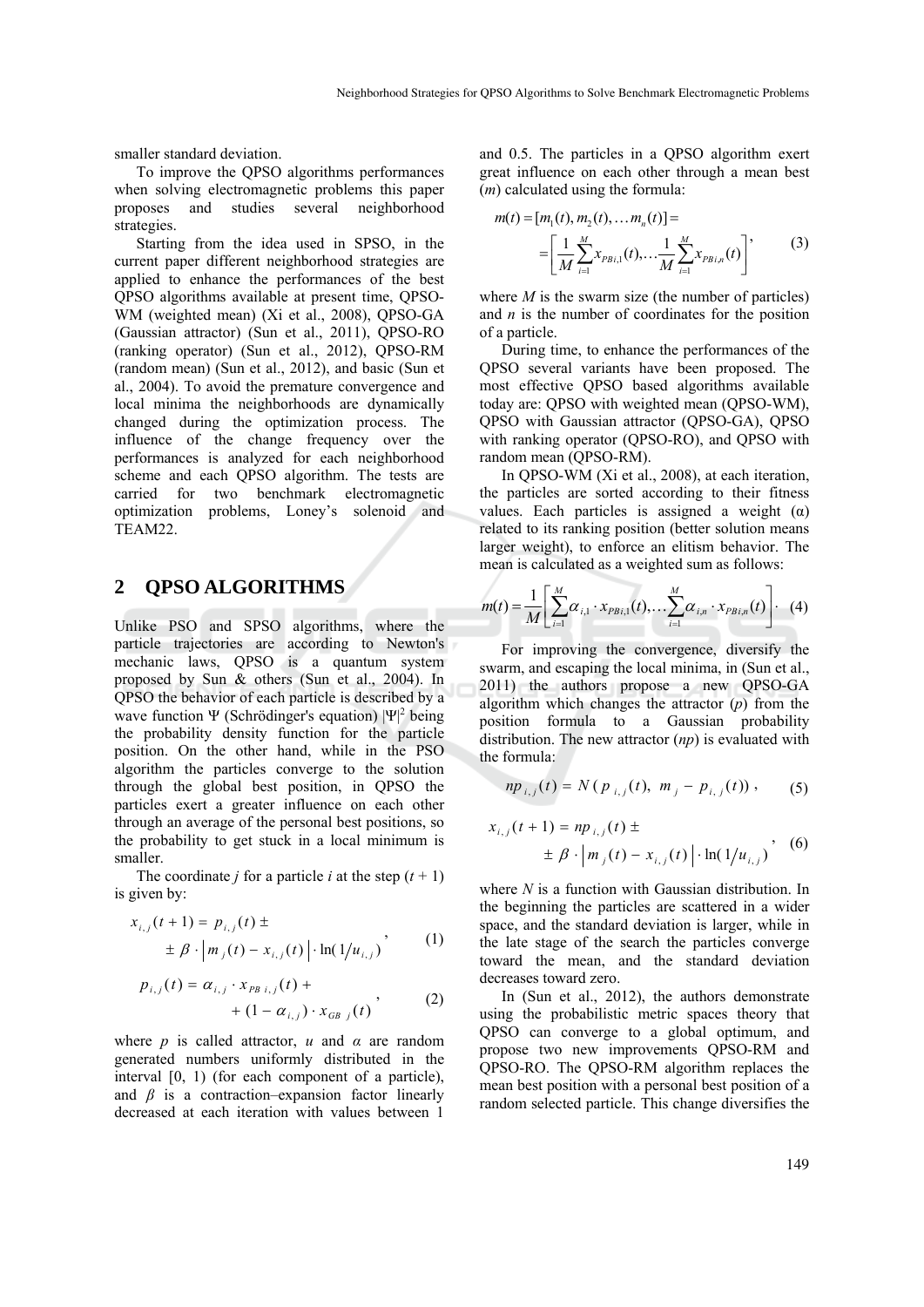smaller standard deviation.

To improve the QPSO algorithms performances when solving electromagnetic problems this paper proposes and studies several neighborhood strategies.

Starting from the idea used in SPSO, in the current paper different neighborhood strategies are applied to enhance the performances of the best QPSO algorithms available at present time, QPSO-WM (weighted mean) (Xi et al., 2008), QPSO-GA (Gaussian attractor) (Sun et al., 2011), QPSO-RO (ranking operator) (Sun et al., 2012), QPSO-RM (random mean) (Sun et al., 2012), and basic (Sun et al., 2004). To avoid the premature convergence and local minima the neighborhoods are dynamically changed during the optimization process. The influence of the change frequency over the performances is analyzed for each neighborhood scheme and each QPSO algorithm. The tests are carried for two benchmark electromagnetic optimization problems, Loney's solenoid and TEAM22.

## 2 QPSO ALGORITHMS

Unlike PSO and SPSO algorithms, where the particle trajectories are according to Newton's mechanic laws, QPSO is a quantum system proposed by Sun & others (Sun et al., 2004). In QPSO the behavior of each particle is described by a wave function Ψ (Schrödinger's equation) $|\Psi|^2$ being the probability density function for the particle position. On the other hand, while in the PSO algorithm the particles converge to the solution through the global best position, in QPSO the particles exert a greater influence on each other through an average of the personal best positions, so the probability to get stuck in a local minimum is smaller.

The coordinate $j$ for a particle $i$ at the step $(t + 1)$ is given by:

$$x_{i,j}(t+1) = p_{i,j}(t) \pm \pm \beta \cdot \left| m_j(t) - x_{i,j}(t) \right| \cdot \ln(1/u_{i,j}), \quad (1)$$

$$p_{i,j}(t) = \alpha_{i,j} \cdot x_{PB\ i,j}(t) + + (1 - \alpha_{i,j}) \cdot x_{GB\ j}(t), \quad (2)$$

where $p$ is called attractor, $u$ and $\alpha$ are random generated numbers uniformly distributed in the interval [0, 1) (for each component of a particle), and $\beta$ is a contraction–expansion factor linearly decreased at each iteration with values between 1 and 0.5. The particles in a QPSO algorithm exert great influence on each other through a mean best ($m$) calculated using the formula:

$$m(t) = [m_1(t), m_2(t), \dots m_n(t)] = = \left[ \frac{1}{M} \sum_{i=1}^{M} x_{PBi,1}(t), \dots \frac{1}{M} \sum_{i=1}^{M} x_{PBi,n}(t) \right], \quad (3)$$

where $M$ is the swarm size (the number of particles) and $n$ is the number of coordinates for the position of a particle.

During time, to enhance the performances of the QPSO several variants have been proposed. The most effective QPSO based algorithms available today are: QPSO with weighted mean (QPSO-WM), QPSO with Gaussian attractor (QPSO-GA), QPSO with ranking operator (QPSO-RO), and QPSO with random mean (QPSO-RM).

In QPSO-WM (Xi et al., 2008), at each iteration, the particles are sorted according to their fitness values. Each particles is assigned a weight (α) related to its ranking position (better solution means larger weight), to enforce an elitism behavior. The mean is calculated as a weighted sum as follows:

$$m(t) = \frac{1}{M} \left[ \sum_{i=1}^{M} \alpha_{i,1} \cdot x_{PBi,1}(t), \dots \sum_{i=1}^{M} \alpha_{i,n} \cdot x_{PBi,n}(t) \right]. \quad (4)$$

For improving the convergence, diversify the swarm, and escaping the local minima, in (Sun et al., 2011) the authors propose a new QPSO-GA algorithm which changes the attractor ($p$) from the position formula to a Gaussian probability distribution. The new attractor ($np$) is evaluated with the formula:

$$np_{i,j}(t) = N(p_{i,j}(t),\ m_j - p_{i,j}(t)), \quad (5)$$

$$x_{i,j}(t+1) = np_{i,j}(t) \pm \pm \beta \cdot \left| m_j(t) - x_{i,j}(t) \right| \cdot \ln(1/u_{i,j}), \quad (6)$$

where $N$ is a function with Gaussian distribution. In the beginning the particles are scattered in a wider space, and the standard deviation is larger, while in the late stage of the search the particles converge toward the mean, and the standard deviation decreases toward zero.

In (Sun et al., 2012), the authors demonstrate using the probabilistic metric spaces theory that QPSO can converge to a global optimum, and propose two new improvements QPSO-RM and QPSO-RO. The QPSO-RM algorithm replaces the mean best position with a personal best position of a random selected particle. This change diversifies the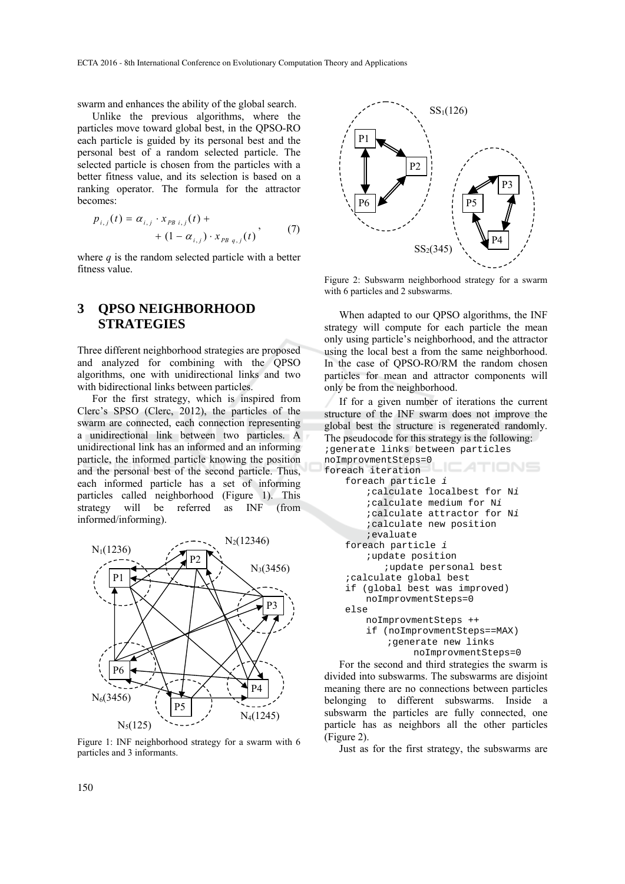swarm and enhances the ability of the global search.

Unlike the previous algorithms, where the particles move toward global best, in the QPSO-RO each particle is guided by its personal best and the personal best of a random selected particle. The selected particle is chosen from the particles with a better fitness value, and its selection is based on a ranking operator. The formula for the attractor becomes:

$$p_{i,j}(t) = \alpha_{i,j} \cdot x_{PB\ i,j}(t) + \\ + (1 - \alpha_{i,j}) \cdot x_{PB\ q,j}(t) , \quad (7)$$

where $q$ is the random selected particle with a better fitness value.

## 3 QPSO NEIGHBORHOOD STRATEGIES

Three different neighborhood strategies are proposed and analyzed for combining with the QPSO algorithms, one with unidirectional links and two with bidirectional links between particles.

For the first strategy, which is inspired from Clerc's SPSO (Clerc, 2012), the particles of the swarm are connected, each connection representing a unidirectional link between two particles. A unidirectional link has an informed and an informing particle, the informed particle knowing the position and the personal best of the second particle. Thus, each informed particle has a set of informing particles called neighborhood (Figure 1). This strategy will be referred as INF (from informed/informing).

Figure 1: INF neighborhood strategy for a swarm with 6 particles and 3 informants.

Figure 2: Subswarm neighborhood strategy for a swarm with 6 particles and 2 subswarms.

When adapted to our QPSO algorithms, the INF strategy will compute for each particle the mean only using particle's neighborhood, and the attractor using the local best a from the same neighborhood. In the case of QPSO-RO/RM the random chosen particles for mean and attractor components will only be from the neighborhood.

If for a given number of iterations the current structure of the INF swarm does not improve the global best the structure is regenerated randomly. The pseudocode for this strategy is the following:

```
;generate links between particles
noImprovmentSteps=0
foreach iteration
    foreach particle i
        ;calculate localbest for Ni
        ;calculate medium for Ni
        ;calculate attractor for Ni
        ;calculate new position
        ;evaluate
    foreach particle i
        ;update position
            ;update personal best
    ;calculate global best
    if (global best was improved)
        noImprovmentSteps=0
    else
        noImprovmentSteps ++
        if (noImprovmentSteps==MAX)
            ;generate new links
                noImprovmentSteps=0
```

For the second and third strategies the swarm is divided into subswarms. The subswarms are disjoint meaning there are no connections between particles belonging to different subswarms. Inside a subswarm the particles are fully connected, one particle has as neighbors all the other particles (Figure 2).

Just as for the first strategy, the subswarms are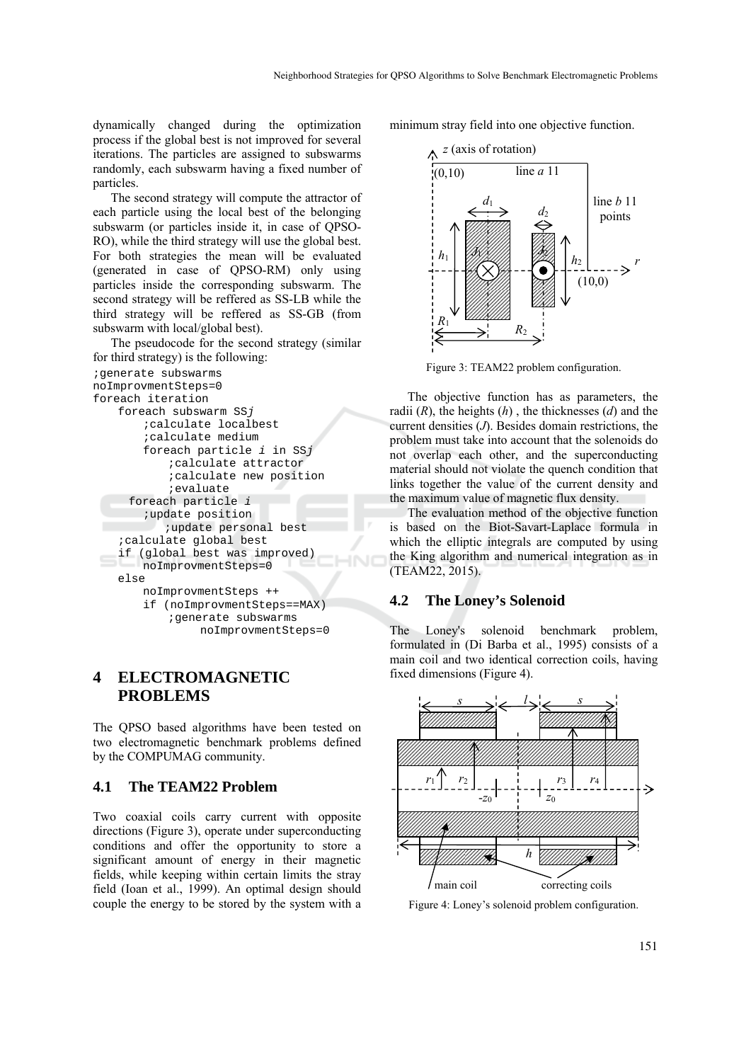dynamically changed during the optimization process if the global best is not improved for several iterations. The particles are assigned to subswarms randomly, each subswarm having a fixed number of particles.

The second strategy will compute the attractor of each particle using the local best of the belonging subswarm (or particles inside it, in case of QPSO-RO), while the third strategy will use the global best. For both strategies the mean will be evaluated (generated in case of QPSO-RM) only using particles inside the corresponding subswarm. The second strategy will be reffered as SS-LB while the third strategy will be reffered as SS-GB (from subswarm with local/global best).

The pseudocode for the second strategy (similar for third strategy) is the following:

```
;generate subswarms
noImprovmentSteps=0
foreach iteration
    foreach subswarm SSj
        ;calculate localbest
        ;calculate medium
        foreach particle i in SSj
            ;calculate attractor
            ;calculate new position
            ;evaluate
      foreach particle i
        ;update position
           ;update personal best
    ;calculate global best
    if (global best was improved)
        noImprovmentSteps=0
    else
        noImprovmentSteps ++
        if (noImprovmentSteps==MAX)
            ;generate subswarms
                 noImprovmentSteps=0
```

# 4 ELECTROMAGNETIC PROBLEMS

The QPSO based algorithms have been tested on two electromagnetic benchmark problems defined by the COMPUMAG community.

## 4.1 The TEAM22 Problem

Two coaxial coils carry current with opposite directions (Figure 3), operate under superconducting conditions and offer the opportunity to store a significant amount of energy in their magnetic fields, while keeping within certain limits the stray field (Ioan et al., 1999). An optimal design should couple the energy to be stored by the system with a minimum stray field into one objective function.

Figure 3: TEAM22 problem configuration.

The objective function has as parameters, the radii ($R$), the heights ($h$), the thicknesses ($d$) and the current densities ($J$). Besides domain restrictions, the problem must take into account that the solenoids do not overlap each other, and the superconducting material should not violate the quench condition that links together the value of the current density and the maximum value of magnetic flux density.

The evaluation method of the objective function is based on the Biot-Savart-Laplace formula in which the elliptic integrals are computed by using the King algorithm and numerical integration as in (TEAM22, 2015).

## 4.2 The Loney's Solenoid

The Loney's solenoid benchmark problem, formulated in (Di Barba et al., 1995) consists of a main coil and two identical correction coils, having fixed dimensions (Figure 4).

Figure 4: Loney's solenoid problem configuration.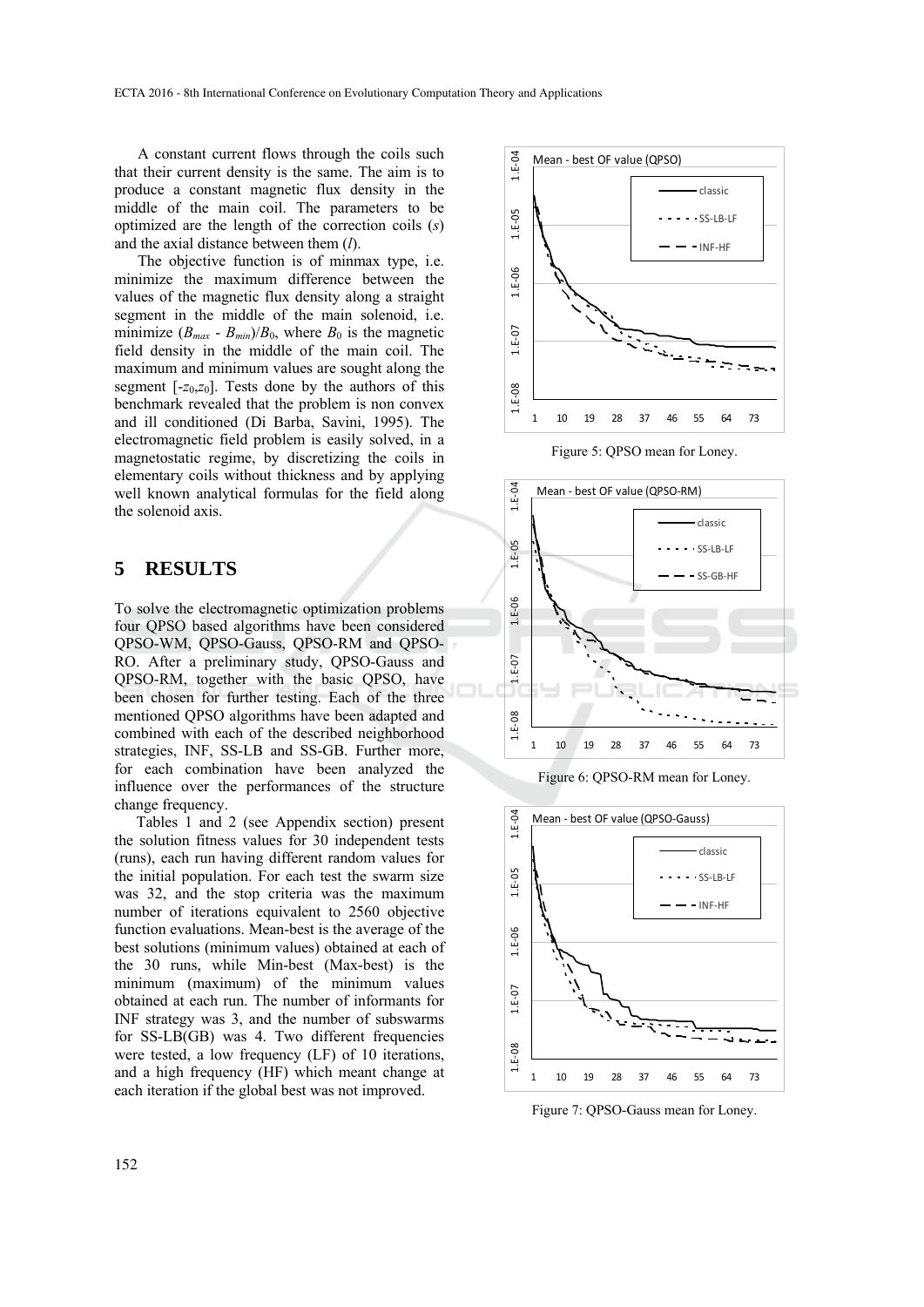A constant current flows through the coils such that their current density is the same. The aim is to produce a constant magnetic flux density in the middle of the main coil. The parameters to be optimized are the length of the correction coils ($s$) and the axial distance between them ($l$).

The objective function is of minmax type, i.e. minimize the maximum difference between the values of the magnetic flux density along a straight segment in the middle of the main solenoid, i.e. minimize $(B_{max} - B_{min})/B_0$, where $B_0$ is the magnetic field density in the middle of the main coil. The maximum and minimum values are sought along the segment $[-z_0, z_0]$. Tests done by the authors of this benchmark revealed that the problem is non convex and ill conditioned (Di Barba, Savini, 1995). The electromagnetic field problem is easily solved, in a magnetostatic regime, by discretizing the coils in elementary coils without thickness and by applying well known analytical formulas for the field along the solenoid axis.

## 5 RESULTS

To solve the electromagnetic optimization problems four QPSO based algorithms have been considered QPSO-WM, QPSO-Gauss, QPSO-RM and QPSO-RO. After a preliminary study, QPSO-Gauss and QPSO-RM, together with the basic QPSO, have been chosen for further testing. Each of the three mentioned QPSO algorithms have been adapted and combined with each of the described neighborhood strategies, INF, SS-LB and SS-GB. Further more, for each combination have been analyzed the influence over the performances of the structure change frequency.

Tables 1 and 2 (see Appendix section) present the solution fitness values for 30 independent tests (runs), each run having different random values for the initial population. For each test the swarm size was 32, and the stop criteria was the maximum number of iterations equivalent to 2560 objective function evaluations. Mean-best is the average of the best solutions (minimum values) obtained at each of the 30 runs, while Min-best (Max-best) is the minimum (maximum) of the minimum values obtained at each run. The number of informants for INF strategy was 3, and the number of subswarms for SS-LB(GB) was 4. Two different frequencies were tested, a low frequency (LF) of 10 iterations, and a high frequency (HF) which meant change at each iteration if the global best was not improved.

Figure 5: QPSO mean for Loney.

Figure 6: QPSO-RM mean for Loney.

Figure 7: QPSO-Gauss mean for Loney.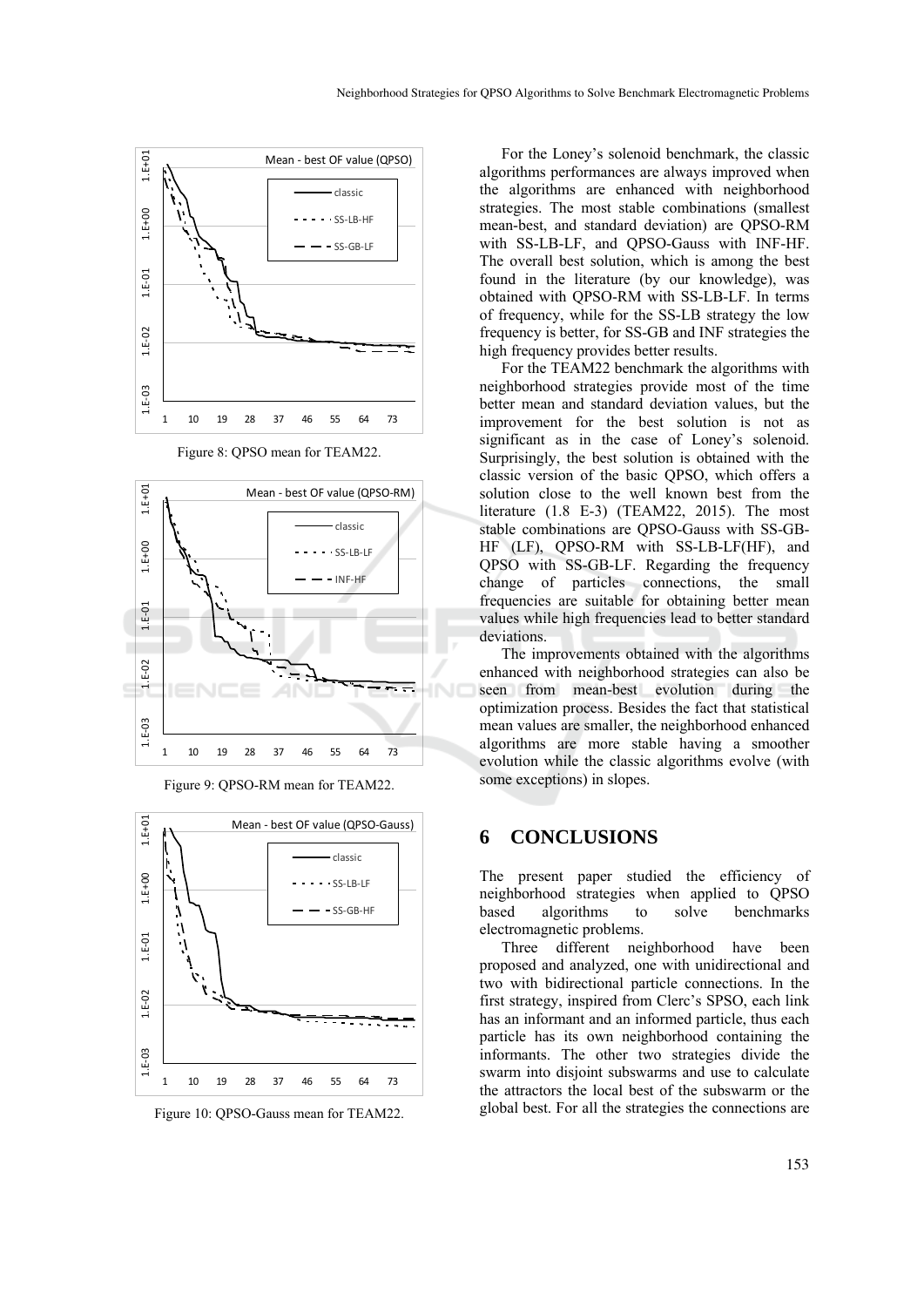Figure 8: QPSO mean for TEAM22.

Figure 9: QPSO-RM mean for TEAM22.

Figure 10: QPSO-Gauss mean for TEAM22.

For the Loney's solenoid benchmark, the classic algorithms performances are always improved when the algorithms are enhanced with neighborhood strategies. The most stable combinations (smallest mean-best, and standard deviation) are QPSO-RM with SS-LB-LF, and QPSO-Gauss with INF-HF. The overall best solution, which is among the best found in the literature (by our knowledge), was obtained with QPSO-RM with SS-LB-LF. In terms of frequency, while for the SS-LB strategy the low frequency is better, for SS-GB and INF strategies the high frequency provides better results.

For the TEAM22 benchmark the algorithms with neighborhood strategies provide most of the time better mean and standard deviation values, but the improvement for the best solution is not as significant as in the case of Loney's solenoid. Surprisingly, the best solution is obtained with the classic version of the basic QPSO, which offers a solution close to the well known best from the literature (1.8 E-3) (TEAM22, 2015). The most stable combinations are QPSO-Gauss with SS-GB-HF (LF), QPSO-RM with SS-LB-LF(HF), and QPSO with SS-GB-LF. Regarding the frequency change of particles connections, the small frequencies are suitable for obtaining better mean values while high frequencies lead to better standard deviations.

The improvements obtained with the algorithms enhanced with neighborhood strategies can also be seen from mean-best evolution during the optimization process. Besides the fact that statistical mean values are smaller, the neighborhood enhanced algorithms are more stable having a smoother evolution while the classic algorithms evolve (with some exceptions) in slopes.

## 6 CONCLUSIONS

The present paper studied the efficiency of neighborhood strategies when applied to QPSO based algorithms to solve benchmarks electromagnetic problems.

Three different neighborhood have been proposed and analyzed, one with unidirectional and two with bidirectional particle connections. In the first strategy, inspired from Clerc's SPSO, each link has an informant and an informed particle, thus each particle has its own neighborhood containing the informants. The other two strategies divide the swarm into disjoint subswarms and use to calculate the attractors the local best of the subswarm or the global best. For all the strategies the connections are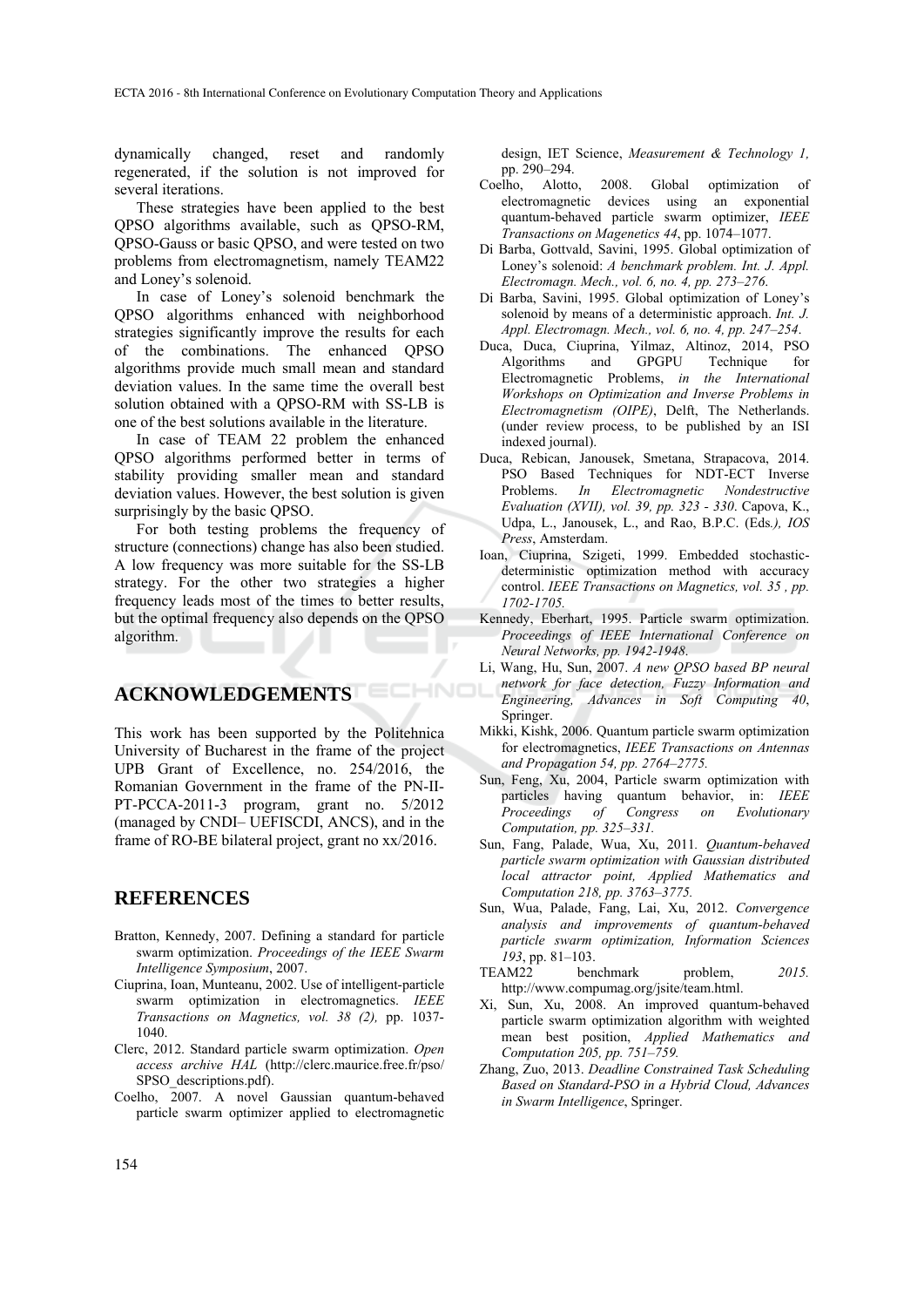dynamically changed, reset and randomly regenerated, if the solution is not improved for several iterations.

These strategies have been applied to the best QPSO algorithms available, such as QPSO-RM, QPSO-Gauss or basic QPSO, and were tested on two problems from electromagnetism, namely TEAM22 and Loney's solenoid.

In case of Loney's solenoid benchmark the QPSO algorithms enhanced with neighborhood strategies significantly improve the results for each of the combinations. The enhanced QPSO algorithms provide much small mean and standard deviation values. In the same time the overall best solution obtained with a QPSO-RM with SS-LB is one of the best solutions available in the literature.

In case of TEAM 22 problem the enhanced QPSO algorithms performed better in terms of stability providing smaller mean and standard deviation values. However, the best solution is given surprisingly by the basic QPSO.

For both testing problems the frequency of structure (connections) change has also been studied. A low frequency was more suitable for the SS-LB strategy. For the other two strategies a higher frequency leads most of the times to better results, but the optimal frequency also depends on the QPSO algorithm.

## ACKNOWLEDGEMENTS

This work has been supported by the Politehnica University of Bucharest in the frame of the project UPB Grant of Excellence, no. 254/2016, the Romanian Government in the frame of the PN-II-PT-PCCA-2011-3 program, grant no. 5/2012 (managed by CNDI– UEFISCDI, ANCS), and in the frame of RO-BE bilateral project, grant no xx/2016.

## REFERENCES

Bratton, Kennedy, 2007. Defining a standard for particle swarm optimization. *Proceedings of the IEEE Swarm Intelligence Symposium*, 2007.

Ciuprina, Ioan, Munteanu, 2002. Use of intelligent-particle swarm optimization in electromagnetics. *IEEE Transactions on Magnetics, vol. 38 (2),* pp. 1037-1040.

Clerc, 2012. Standard particle swarm optimization. *Open access archive HAL* (http://clerc.maurice.free.fr/pso/SPSO_descriptions.pdf).

Coelho, 2007. A novel Gaussian quantum-behaved particle swarm optimizer applied to electromagnetic design, IET Science, *Measurement & Technology 1,* pp. 290–294.

Coelho, Alotto, 2008. Global optimization of electromagnetic devices using an exponential quantum-behaved particle swarm optimizer, *IEEE Transactions on Magenetics 44*, pp. 1074–1077.

Di Barba, Gottvald, Savini, 1995. Global optimization of Loney's solenoid: *A benchmark problem. Int. J. Appl. Electromagn. Mech., vol. 6, no. 4, pp. 273–276*.

Di Barba, Savini, 1995. Global optimization of Loney's solenoid by means of a deterministic approach. *Int. J. Appl. Electromagn. Mech., vol. 6, no. 4, pp. 247–254*.

Duca, Duca, Ciuprina, Yilmaz, Altinoz, 2014, PSO Algorithms and GPGPU Technique for Electromagnetic Problems, *in the International Workshops on Optimization and Inverse Problems in Electromagnetism (OIPE)*, Delft, The Netherlands. (under review process, to be published by an ISI indexed journal).

Duca, Rebican, Janousek, Smetana, Strapacova, 2014. PSO Based Techniques for NDT-ECT Inverse Problems. *In Electromagnetic Nondestructive Evaluation (XVII), vol. 39, pp. 323 - 330*. Capova, K., Udpa, L., Janousek, L., and Rao, B.P.C. (Eds*.), IOS Press*, Amsterdam.

Ioan, Ciuprina, Szigeti, 1999. Embedded stochastic-deterministic optimization method with accuracy control. *IEEE Transactions on Magnetics, vol. 35 , pp. 1702-1705.*

Kennedy, Eberhart, 1995. Particle swarm optimization. *Proceedings of IEEE International Conference on Neural Networks, pp. 1942-1948*.

Li, Wang, Hu, Sun, 2007. *A new QPSO based BP neural network for face detection, Fuzzy Information and Engineering, Advances in Soft Computing 40*, Springer.

Mikki, Kishk, 2006. Quantum particle swarm optimization for electromagnetics, *IEEE Transactions on Antennas and Propagation 54, pp. 2764–2775.*

Sun, Feng, Xu, 2004, Particle swarm optimization with particles having quantum behavior, in: *IEEE Proceedings of Congress on Evolutionary Computation, pp. 325–331.*

Sun, Fang, Palade, Wua, Xu, 2011*. Quantum-behaved particle swarm optimization with Gaussian distributed local attractor point, Applied Mathematics and Computation 218, pp. 3763–3775.*

Sun, Wua, Palade, Fang, Lai, Xu, 2012. *Convergence analysis and improvements of quantum-behaved particle swarm optimization, Information Sciences 193*, pp. 81–103.

TEAM22 benchmark problem, *2015.* http://www.compumag.org/jsite/team.html.

Xi, Sun, Xu, 2008. An improved quantum-behaved particle swarm optimization algorithm with weighted mean best position, *Applied Mathematics and Computation 205, pp. 751–759.*

Zhang, Zuo, 2013. *Deadline Constrained Task Scheduling Based on Standard-PSO in a Hybrid Cloud, Advances in Swarm Intelligence*, Springer.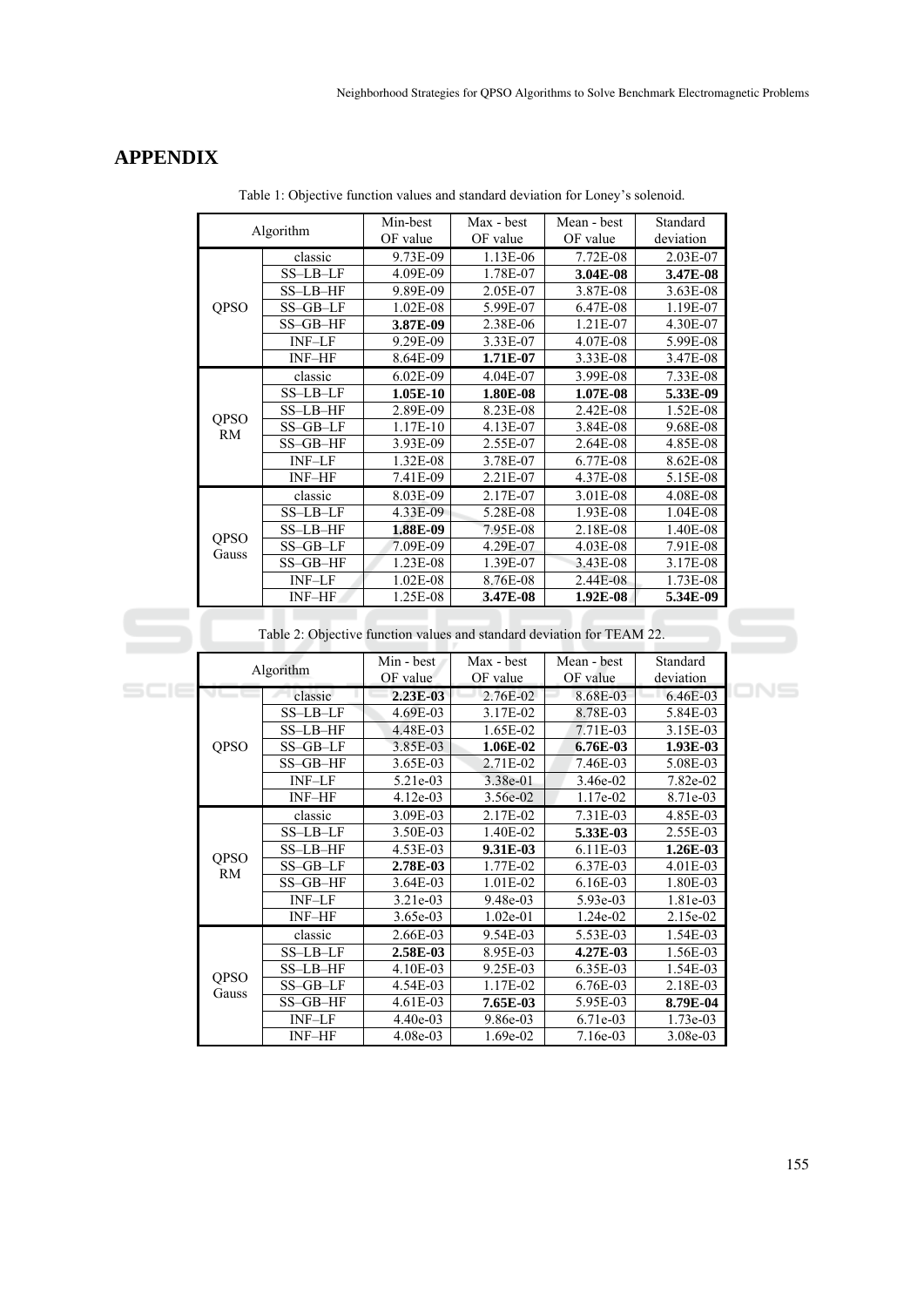# APPENDIX

Table 1: Objective function values and standard deviation for Loney's solenoid.

| Algorithm | | Min-best OF value | Max - best OF value | Mean - best OF value | Standard deviation |
|---|---|---|---|---|---|
| QPSO | classic | 9.73E-09 | 1.13E-06 | 7.72E-08 | 2.03E-07 |
| | SS–LB–LF | 4.09E-09 | 1.78E-07 | **3.04E-08** | **3.47E-08** |
| | SS–LB–HF | 9.89E-09 | 2.05E-07 | 3.87E-08 | 3.63E-08 |
| | SS–GB–LF | 1.02E-08 | 5.99E-07 | 6.47E-08 | 1.19E-07 |
| | SS–GB–HF | **3.87E-09** | 2.38E-06 | 1.21E-07 | 4.30E-07 |
| | INF–LF | 9.29E-09 | 3.33E-07 | 4.07E-08 | 5.99E-08 |
| | INF–HF | 8.64E-09 | **1.71E-07** | 3.33E-08 | 3.47E-08 |
| QPSO RM | classic | 6.02E-09 | 4.04E-07 | 3.99E-08 | 7.33E-08 |
| | SS–LB–LF | **1.05E-10** | **1.80E-08** | **1.07E-08** | **5.33E-09** |
| | SS–LB–HF | 2.89E-09 | 8.23E-08 | 2.42E-08 | 1.52E-08 |
| | SS–GB–LF | 1.17E-10 | 4.13E-07 | 3.84E-08 | 9.68E-08 |
| | SS–GB–HF | 3.93E-09 | 2.55E-07 | 2.64E-08 | 4.85E-08 |
| | INF–LF | 1.32E-08 | 3.78E-07 | 6.77E-08 | 8.62E-08 |
| | INF–HF | 7.41E-09 | 2.21E-07 | 4.37E-08 | 5.15E-08 |
| QPSO Gauss | classic | 8.03E-09 | 2.17E-07 | 3.01E-08 | 4.08E-08 |
| | SS–LB–LF | 4.33E-09 | 5.28E-08 | 1.93E-08 | 1.04E-08 |
| | SS–LB–HF | **1.88E-09** | 7.95E-08 | 2.18E-08 | 1.40E-08 |
| | SS–GB–LF | 7.09E-09 | 4.29E-07 | 4.03E-08 | 7.91E-08 |
| | SS–GB–HF | 1.23E-08 | 1.39E-07 | 3.43E-08 | 3.17E-08 |
| | INF–LF | 1.02E-08 | 8.76E-08 | 2.44E-08 | 1.73E-08 |
| | INF–HF | 1.25E-08 | **3.47E-08** | **1.92E-08** | **5.34E-09** |

Table 2: Objective function values and standard deviation for TEAM 22.

| Algorithm | | Min - best OF value | Max - best OF value | Mean - best OF value | Standard deviation |
|---|---|---|---|---|---|
| QPSO | classic | **2.23E-03** | 2.76E-02 | 8.68E-03 | 6.46E-03 |
| | SS–LB–LF | 4.69E-03 | 3.17E-02 | 8.78E-03 | 5.84E-03 |
| | SS–LB–HF | 4.48E-03 | 1.65E-02 | 7.71E-03 | 3.15E-03 |
| | SS–GB–LF | 3.85E-03 | **1.06E-02** | **6.76E-03** | **1.93E-03** |
| | SS–GB–HF | 3.65E-03 | 2.71E-02 | 7.46E-03 | 5.08E-03 |
| | INF–LF | 5.21e-03 | 3.38e-01 | 3.46e-02 | 7.82e-02 |
| | INF–HF | 4.12e-03 | 3.56e-02 | 1.17e-02 | 8.71e-03 |
| QPSO RM | classic | 3.09E-03 | 2.17E-02 | 7.31E-03 | 4.85E-03 |
| | SS–LB–LF | 3.50E-03 | 1.40E-02 | **5.33E-03** | 2.55E-03 |
| | SS–LB–HF | 4.53E-03 | **9.31E-03** | 6.11E-03 | **1.26E-03** |
| | SS–GB–LF | **2.78E-03** | 1.77E-02 | 6.37E-03 | 4.01E-03 |
| | SS–GB–HF | 3.64E-03 | 1.01E-02 | 6.16E-03 | 1.80E-03 |
| | INF–LF | 3.21e-03 | 9.48e-03 | 5.93e-03 | 1.81e-03 |
| | INF–HF | 3.65e-03 | 1.02e-01 | 1.24e-02 | 2.15e-02 |
| QPSO Gauss | classic | 2.66E-03 | 9.54E-03 | 5.53E-03 | 1.54E-03 |
| | SS–LB–LF | **2.58E-03** | 8.95E-03 | **4.27E-03** | 1.56E-03 |
| | SS–LB–HF | 4.10E-03 | 9.25E-03 | 6.35E-03 | 1.54E-03 |
| | SS–GB–LF | 4.54E-03 | 1.17E-02 | 6.76E-03 | 2.18E-03 |
| | SS–GB–HF | 4.61E-03 | **7.65E-03** | 5.95E-03 | **8.79E-04** |
| | INF–LF | 4.40e-03 | 9.86e-03 | 6.71e-03 | 1.73e-03 |
| | INF–HF | 4.08e-03 | 1.69e-02 | 7.16e-03 | 3.08e-03 |